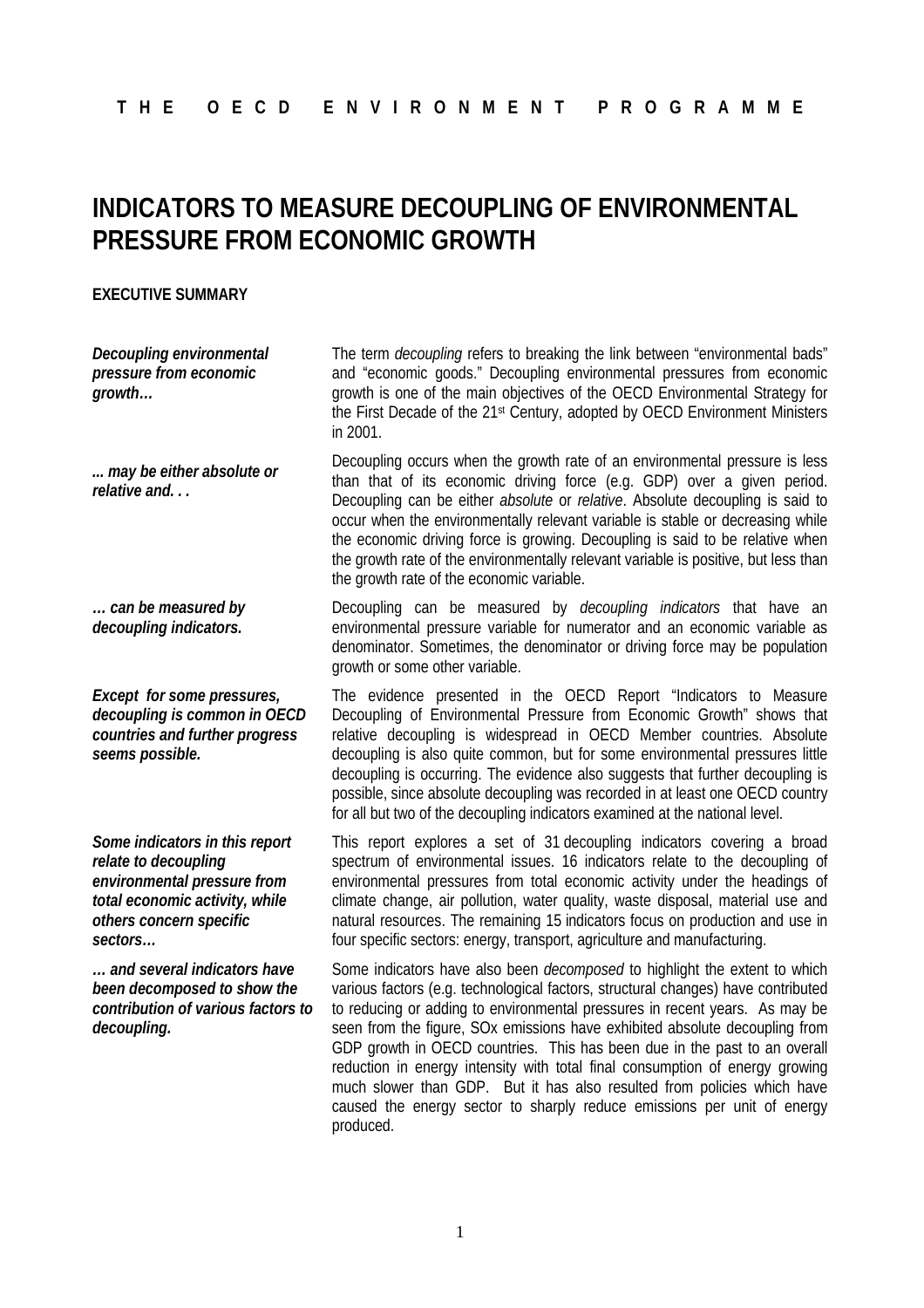THE OECD ENVIRONMENT PROGRAMME

# INDICATORS TO MEASURE DECOUPLING OF ENVIRONMENTAL PRESSURE FROM ECONOMIC GROWTH

**EXECUTIVE SUMMARY**

***Decoupling environmental pressure from economic growth…***

The term *decoupling* refers to breaking the link between "environmental bads" and "economic goods." Decoupling environmental pressures from economic growth is one of the main objectives of the OECD Environmental Strategy for the First Decade of the 21st Century, adopted by OECD Environment Ministers in 2001.

***... may be either absolute or relative and. . .***

Decoupling occurs when the growth rate of an environmental pressure is less than that of its economic driving force (e.g. GDP) over a given period. Decoupling can be either *absolute* or *relative*. Absolute decoupling is said to occur when the environmentally relevant variable is stable or decreasing while the economic driving force is growing. Decoupling is said to be relative when the growth rate of the environmentally relevant variable is positive, but less than the growth rate of the economic variable.

***… can be measured by decoupling indicators.***

Decoupling can be measured by *decoupling indicators* that have an environmental pressure variable for numerator and an economic variable as denominator. Sometimes, the denominator or driving force may be population growth or some other variable.

***Except for some pressures, decoupling is common in OECD countries and further progress seems possible.***

The evidence presented in the OECD Report "Indicators to Measure Decoupling of Environmental Pressure from Economic Growth" shows that relative decoupling is widespread in OECD Member countries. Absolute decoupling is also quite common, but for some environmental pressures little decoupling is occurring. The evidence also suggests that further decoupling is possible, since absolute decoupling was recorded in at least one OECD country for all but two of the decoupling indicators examined at the national level.

***Some indicators in this report relate to decoupling environmental pressure from total economic activity, while others concern specific sectors…***

This report explores a set of 31 decoupling indicators covering a broad spectrum of environmental issues. 16 indicators relate to the decoupling of environmental pressures from total economic activity under the headings of climate change, air pollution, water quality, waste disposal, material use and natural resources. The remaining 15 indicators focus on production and use in four specific sectors: energy, transport, agriculture and manufacturing.

***… and several indicators have been decomposed to show the contribution of various factors to decoupling.***

Some indicators have also been *decomposed* to highlight the extent to which various factors (e.g. technological factors, structural changes) have contributed to reducing or adding to environmental pressures in recent years. As may be seen from the figure, SOx emissions have exhibited absolute decoupling from GDP growth in OECD countries. This has been due in the past to an overall reduction in energy intensity with total final consumption of energy growing much slower than GDP. But it has also resulted from policies which have caused the energy sector to sharply reduce emissions per unit of energy produced.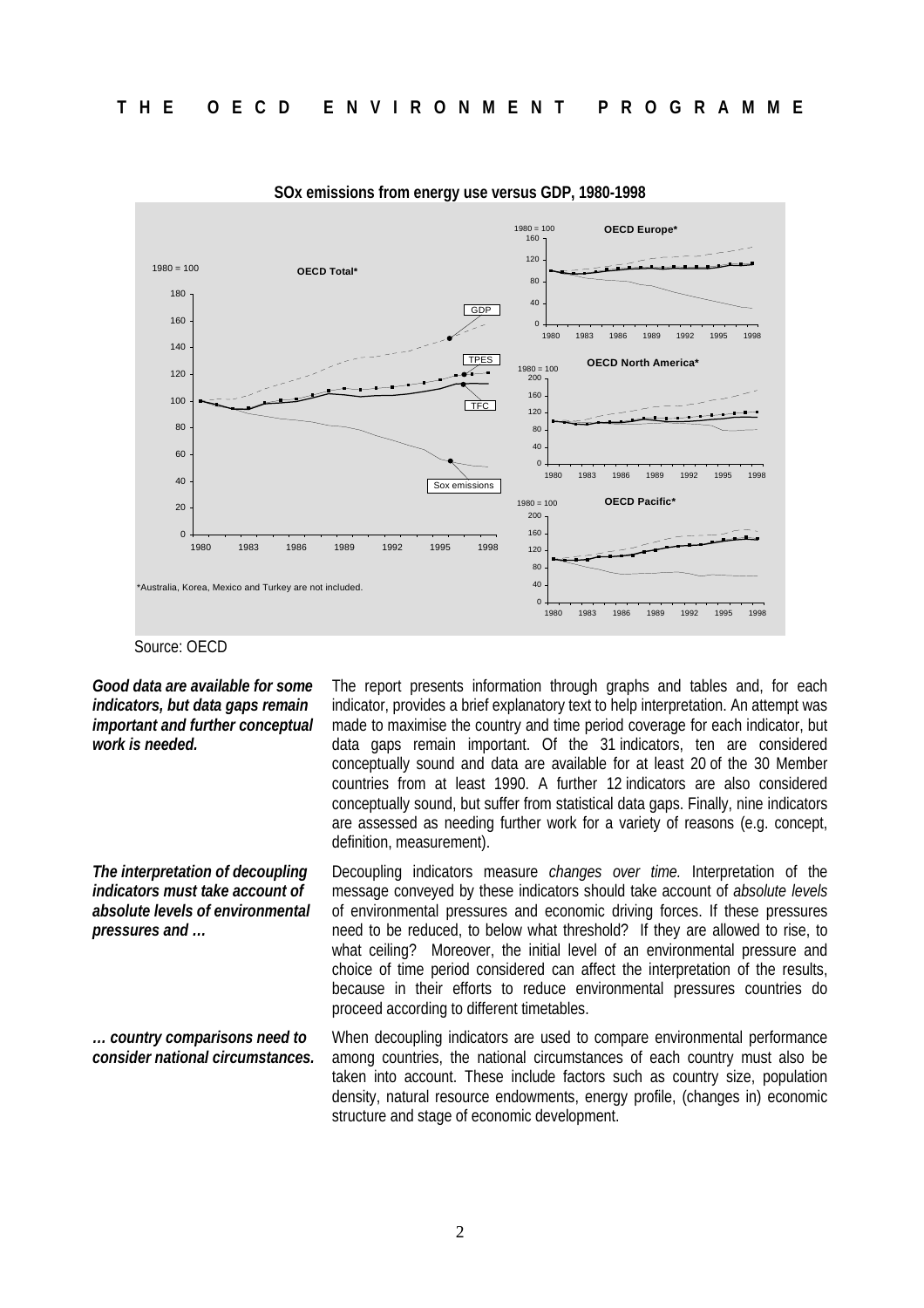**SOx emissions from energy use versus GDP, 1980-1998**

*Australia, Korea, Mexico and Turkey are not included.

Source: OECD

***Good data are available for some indicators, but data gaps remain important and further conceptual work is needed.***

The report presents information through graphs and tables and, for each indicator, provides a brief explanatory text to help interpretation. An attempt was made to maximise the country and time period coverage for each indicator, but data gaps remain important. Of the 31 indicators, ten are considered conceptually sound and data are available for at least 20 of the 30 Member countries from at least 1990. A further 12 indicators are also considered conceptually sound, but suffer from statistical data gaps. Finally, nine indicators are assessed as needing further work for a variety of reasons (e.g. concept, definition, measurement).

***The interpretation of decoupling indicators must take account of absolute levels of environmental pressures and …***

Decoupling indicators measure *changes over time.* Interpretation of the message conveyed by these indicators should take account of *absolute levels* of environmental pressures and economic driving forces. If these pressures need to be reduced, to below what threshold? If they are allowed to rise, to what ceiling? Moreover, the initial level of an environmental pressure and choice of time period considered can affect the interpretation of the results, because in their efforts to reduce environmental pressures countries do proceed according to different timetables.

***… country comparisons need to consider national circumstances.***

When decoupling indicators are used to compare environmental performance among countries, the national circumstances of each country must also be taken into account. These include factors such as country size, population density, natural resource endowments, energy profile, (changes in) economic structure and stage of economic development.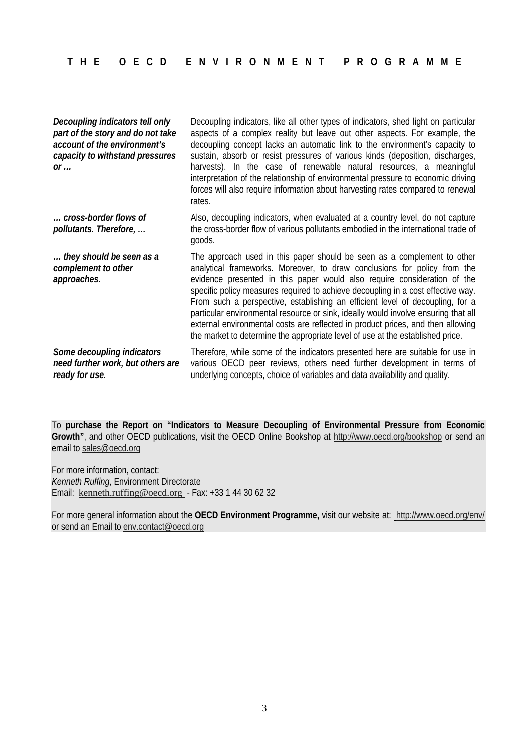*Decoupling indicators tell only part of the story and do not take account of the environment's capacity to withstand pressures or …*

Decoupling indicators, like all other types of indicators, shed light on particular aspects of a complex reality but leave out other aspects. For example, the decoupling concept lacks an automatic link to the environment's capacity to sustain, absorb or resist pressures of various kinds (deposition, discharges, harvests). In the case of renewable natural resources, a meaningful interpretation of the relationship of environmental pressure to economic driving forces will also require information about harvesting rates compared to renewal rates.

*… cross-border flows of pollutants. Therefore, …*

Also, decoupling indicators, when evaluated at a country level, do not capture the cross-border flow of various pollutants embodied in the international trade of goods.

*… they should be seen as a complement to other approaches.*

The approach used in this paper should be seen as a complement to other analytical frameworks. Moreover, to draw conclusions for policy from the evidence presented in this paper would also require consideration of the specific policy measures required to achieve decoupling in a cost effective way. From such a perspective, establishing an efficient level of decoupling, for a particular environmental resource or sink, ideally would involve ensuring that all external environmental costs are reflected in product prices, and then allowing the market to determine the appropriate level of use at the established price.

*Some decoupling indicators need further work, but others are ready for use.*

Therefore, while some of the indicators presented here are suitable for use in various OECD peer reviews, others need further development in terms of underlying concepts, choice of variables and data availability and quality.

To **purchase the Report on "Indicators to Measure Decoupling of Environmental Pressure from Economic Growth"**, and other OECD publications, visit the OECD Online Bookshop at http://www.oecd.org/bookshop or send an email to sales@oecd.org

For more information, contact:
*Kenneth Ruffing*, Environment Directorate
Email: kenneth.ruffing@oecd.org - Fax: +33 1 44 30 62 32

For more general information about the **OECD Environment Programme,** visit our website at: http://www.oecd.org/env/ or send an Email to env.contact@oecd.org